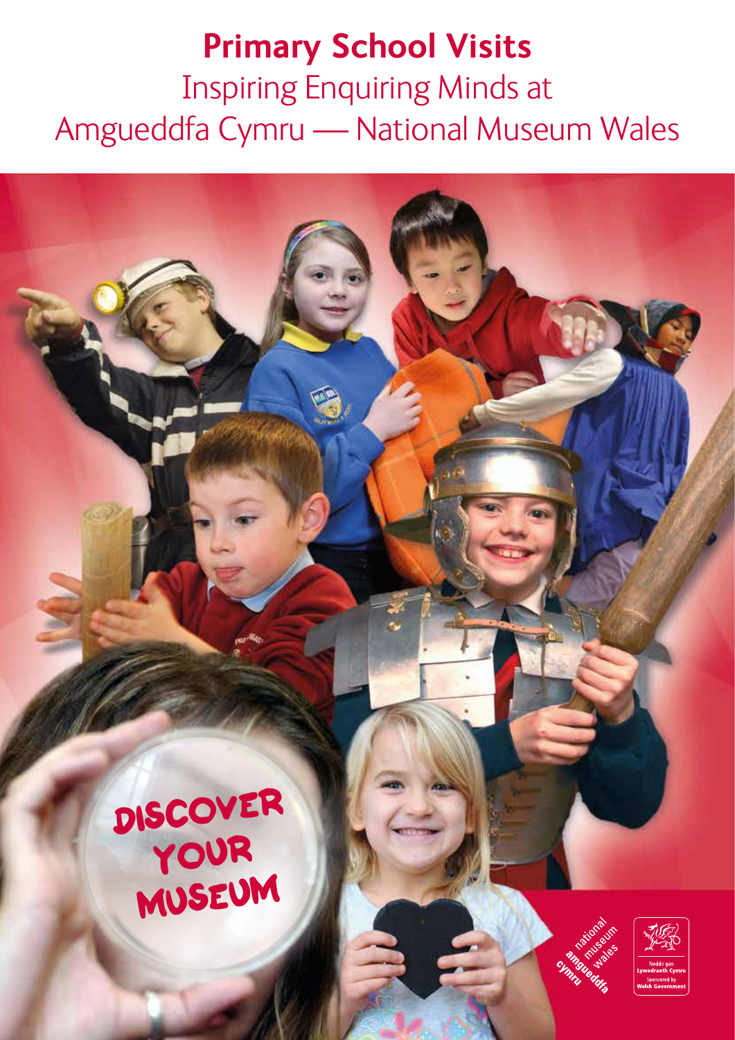# Primary School Visits

## Inspiring Enquiring Minds at Amgueddfa Cymru — National Museum Wales

DISCOVER YOUR MUSEUM

amgueddfa cymru national museum wales

Noddir gan Lywodraeth Cymru
Sponsored by Welsh Government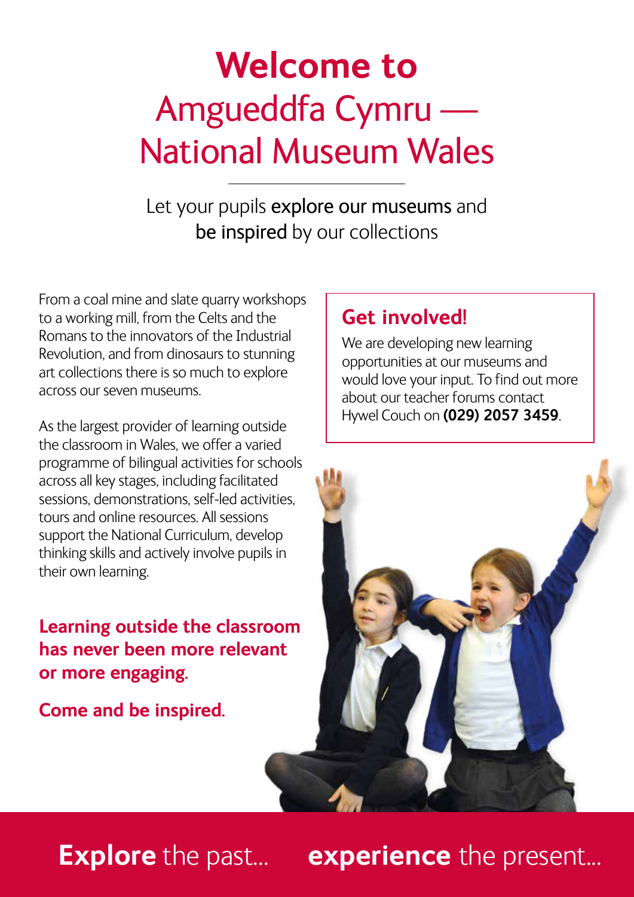# Welcome to Amgueddfa Cymru — National Museum Wales

Let your pupils explore our museums and be inspired by our collections

From a coal mine and slate quarry workshops to a working mill, from the Celts and the Romans to the innovators of the Industrial Revolution, and from dinosaurs to stunning art collections there is so much to explore across our seven museums.

As the largest provider of learning outside the classroom in Wales, we offer a varied programme of bilingual activities for schools across all key stages, including facilitated sessions, demonstrations, self-led activities, tours and online resources. All sessions support the National Curriculum, develop thinking skills and actively involve pupils in their own learning.

**Learning outside the classroom has never been more relevant or more engaging.**

**Come and be inspired.**

## Get involved!

We are developing new learning opportunities at our museums and would love your input. To find out more about our teacher forums contact Hywel Couch on **(029) 2057 3459**.

**Explore** the past... **experience** the present...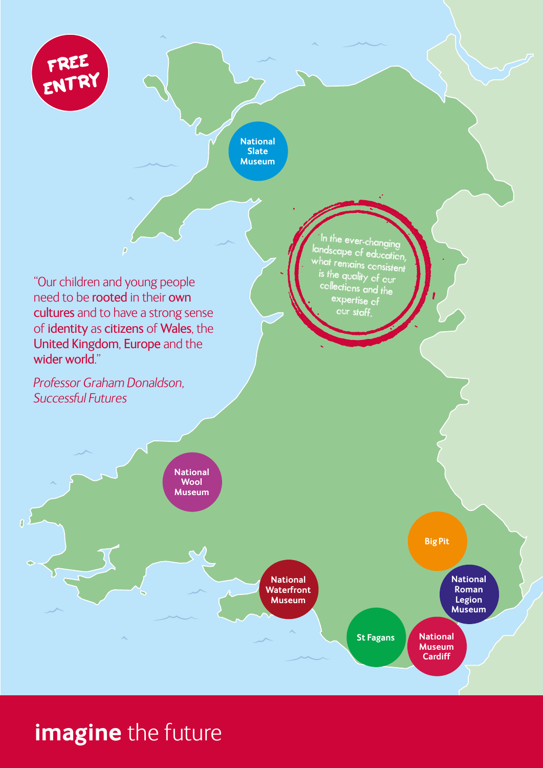FREE ENTRY

National Slate Museum

> In the ever-changing landscape of education, what remains consistent is the quality of our collections and the expertise of our staff.

"Our children and young people need to be rooted in their own cultures and to have a strong sense of identity as citizens of Wales, the United Kingdom, Europe and the wider world."

*Professor Graham Donaldson, Successful Futures*

National Wool Museum

Big Pit

National Waterfront Museum

National Roman Legion Museum

St Fagans

National Museum Cardiff

**imagine** the future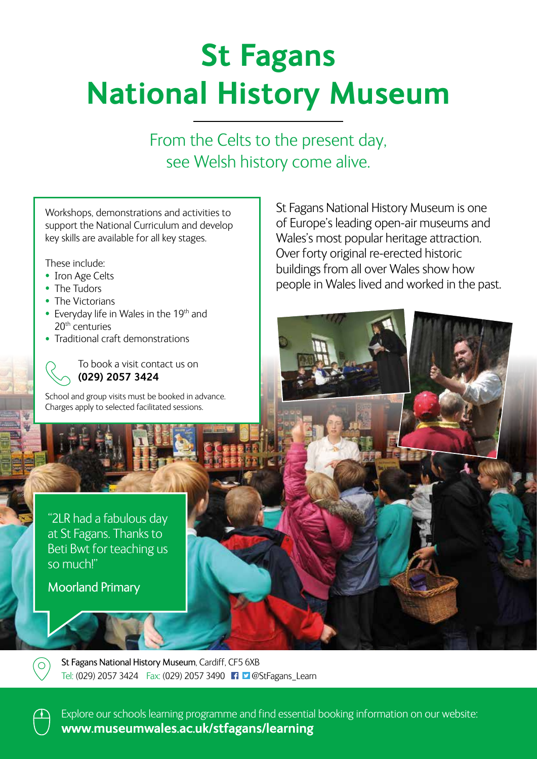# St Fagans National History Museum

From the Celts to the present day, see Welsh history come alive.

Workshops, demonstrations and activities to support the National Curriculum and develop key skills are available for all key stages.

These include:

- Iron Age Celts
- The Tudors
- The Victorians
- Everyday life in Wales in the 19th and 20th centuries
- Traditional craft demonstrations

To book a visit contact us on **(029) 2057 3424**

School and group visits must be booked in advance. Charges apply to selected facilitated sessions.

St Fagans National History Museum is one of Europe's leading open-air museums and Wales's most popular heritage attraction. Over forty original re-erected historic buildings from all over Wales show how people in Wales lived and worked in the past.

"2LR had a fabulous day at St Fagans. Thanks to Beti Bwt for teaching us so much!"

Moorland Primary

St Fagans National History Museum, Cardiff, CF5 6XB
Tel: (029) 2057 3424 Fax: (029) 2057 3490 @StFagans_Learn

Explore our schools learning programme and find essential booking information on our website:
**www.museumwales.ac.uk/stfagans/learning**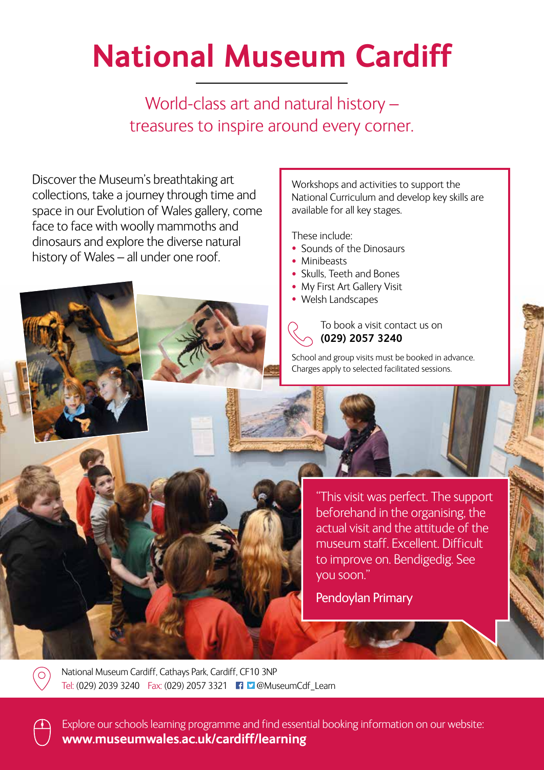# National Museum Cardiff

World-class art and natural history – treasures to inspire around every corner.

Discover the Museum's breathtaking art collections, take a journey through time and space in our Evolution of Wales gallery, come face to face with woolly mammoths and dinosaurs and explore the diverse natural history of Wales – all under one roof.

Workshops and activities to support the National Curriculum and develop key skills are available for all key stages.

These include:

- Sounds of the Dinosaurs
- Minibeasts
- Skulls, Teeth and Bones
- My First Art Gallery Visit
- Welsh Landscapes

To book a visit contact us on **(029) 2057 3240**

School and group visits must be booked in advance. Charges apply to selected facilitated sessions.

"This visit was perfect. The support beforehand in the organising, the actual visit and the attitude of the museum staff. Excellent. Difficult to improve on. Bendigedig. See you soon."

Pendoylan Primary

National Museum Cardiff, Cathays Park, Cardiff, CF10 3NP
Tel: (029) 2039 3240 Fax: (029) 2057 3321 @MuseumCdf_Learn

Explore our schools learning programme and find essential booking information on our website:
**www.museumwales.ac.uk/cardiff/learning**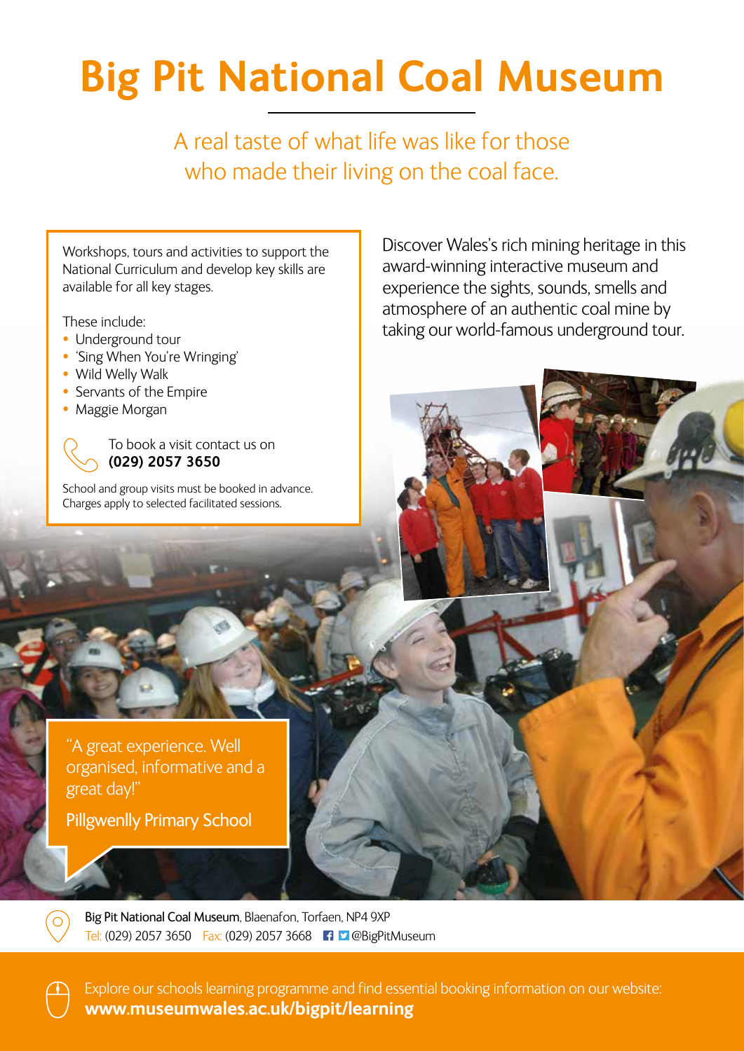# Big Pit National Coal Museum

A real taste of what life was like for those who made their living on the coal face.

Workshops, tours and activities to support the National Curriculum and develop key skills are available for all key stages.

These include:

- Underground tour
- 'Sing When You're Wringing'
- Wild Welly Walk
- Servants of the Empire
- Maggie Morgan

To book a visit contact us on **(029) 2057 3650**

School and group visits must be booked in advance. Charges apply to selected facilitated sessions.

Discover Wales's rich mining heritage in this award-winning interactive museum and experience the sights, sounds, smells and atmosphere of an authentic coal mine by taking our world-famous underground tour.

"A great experience. Well organised, informative and a great day!"

Pillgwenlly Primary School

Big Pit National Coal Museum, Blaenafon, Torfaen, NP4 9XP
Tel: (029) 2057 3650 Fax: (029) 2057 3668 @BigPitMuseum

Explore our schools learning programme and find essential booking information on our website: **www.museumwales.ac.uk/bigpit/learning**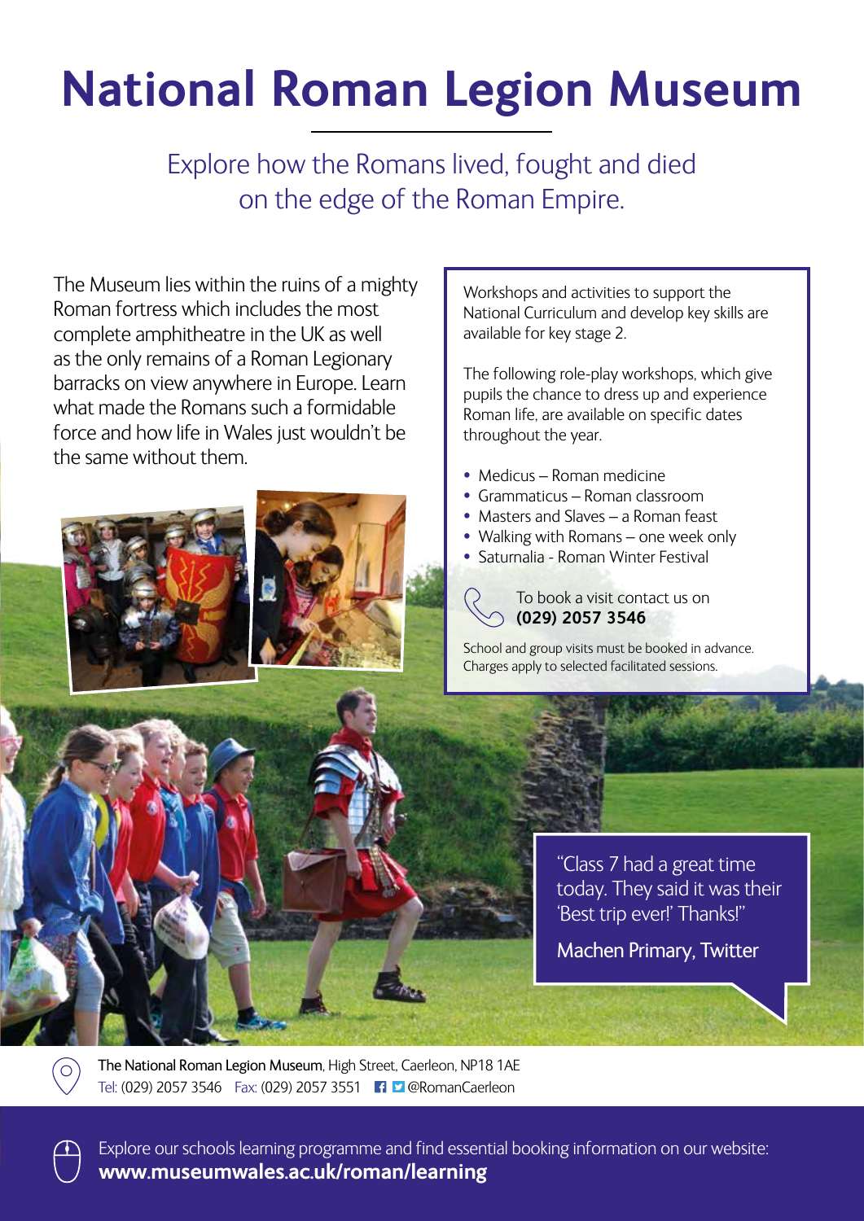# National Roman Legion Museum

## Explore how the Romans lived, fought and died on the edge of the Roman Empire.

The Museum lies within the ruins of a mighty Roman fortress which includes the most complete amphitheatre in the UK as well as the only remains of a Roman Legionary barracks on view anywhere in Europe. Learn what made the Romans such a formidable force and how life in Wales just wouldn't be the same without them.

Workshops and activities to support the National Curriculum and develop key skills are available for key stage 2.

The following role-play workshops, which give pupils the chance to dress up and experience Roman life, are available on specific dates throughout the year.

- Medicus – Roman medicine
- Grammaticus – Roman classroom
- Masters and Slaves – a Roman feast
- Walking with Romans – one week only
- Saturnalia - Roman Winter Festival

To book a visit contact us on **(029) 2057 3546**

School and group visits must be booked in advance. Charges apply to selected facilitated sessions.

"Class 7 had a great time today. They said it was their 'Best trip ever!' Thanks!"

Machen Primary, Twitter

The National Roman Legion Museum, High Street, Caerleon, NP18 1AE
Tel: (029) 2057 3546 Fax: (029) 2057 3551 @RomanCaerleon

Explore our schools learning programme and find essential booking information on our website:
**www.museumwales.ac.uk/roman/learning**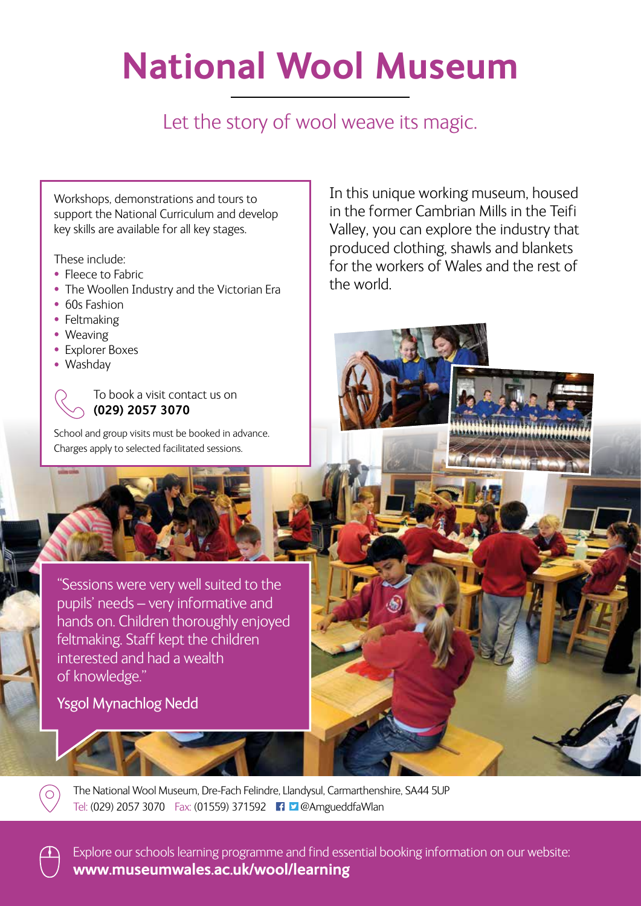# National Wool Museum

## Let the story of wool weave its magic.

Workshops, demonstrations and tours to support the National Curriculum and develop key skills are available for all key stages.

These include:

- Fleece to Fabric
- The Woollen Industry and the Victorian Era
- 60s Fashion
- Feltmaking
- Weaving
- Explorer Boxes
- Washday

To book a visit contact us on **(029) 2057 3070**

School and group visits must be booked in advance. Charges apply to selected facilitated sessions.

In this unique working museum, housed in the former Cambrian Mills in the Teifi Valley, you can explore the industry that produced clothing, shawls and blankets for the workers of Wales and the rest of the world.

"Sessions were very well suited to the pupils' needs – very informative and hands on. Children thoroughly enjoyed feltmaking. Staff kept the children interested and had a wealth of knowledge."

Ysgol Mynachlog Nedd

The National Wool Museum, Dre-Fach Felindre, Llandysul, Carmarthenshire, SA44 5UP
Tel: (029) 2057 3070 Fax: (01559) 371592 @AmgueddfaWlan

Explore our schools learning programme and find essential booking information on our website:
**www.museumwales.ac.uk/wool/learning**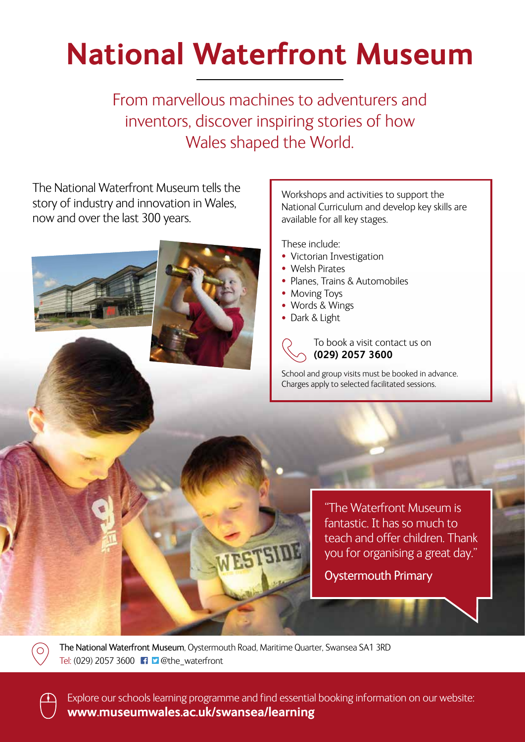# National Waterfront Museum

From marvellous machines to adventurers and inventors, discover inspiring stories of how Wales shaped the World.

The National Waterfront Museum tells the story of industry and innovation in Wales, now and over the last 300 years.

Workshops and activities to support the National Curriculum and develop key skills are available for all key stages.

These include:

- Victorian Investigation
- Welsh Pirates
- Planes, Trains & Automobiles
- Moving Toys
- Words & Wings
- Dark & Light

To book a visit contact us on **(029) 2057 3600**

School and group visits must be booked in advance. Charges apply to selected facilitated sessions.

"The Waterfront Museum is fantastic. It has so much to teach and offer children. Thank you for organising a great day."

Oystermouth Primary

The National Waterfront Museum, Oystermouth Road, Maritime Quarter, Swansea SA1 3RD
Tel: (029) 2057 3600 @the_waterfront

Explore our schools learning programme and find essential booking information on our website:
**www.museumwales.ac.uk/swansea/learning**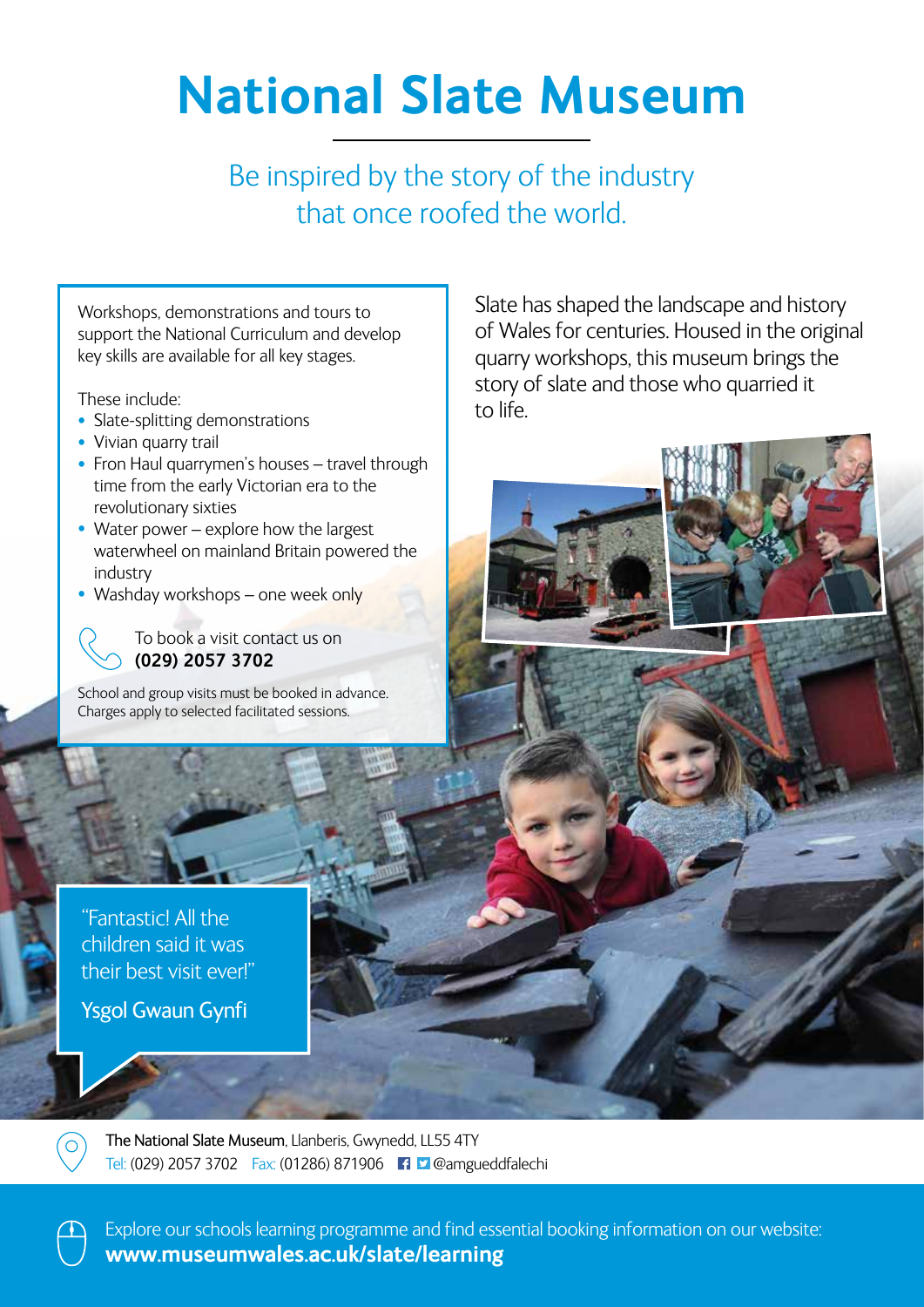# National Slate Museum

## Be inspired by the story of the industry that once roofed the world.

Workshops, demonstrations and tours to support the National Curriculum and develop key skills are available for all key stages.

These include:

- Slate-splitting demonstrations
- Vivian quarry trail
- Fron Haul quarrymen's houses – travel through time from the early Victorian era to the revolutionary sixties
- Water power – explore how the largest waterwheel on mainland Britain powered the industry
- Washday workshops – one week only

To book a visit contact us on **(029) 2057 3702**

School and group visits must be booked in advance. Charges apply to selected facilitated sessions.

Slate has shaped the landscape and history of Wales for centuries. Housed in the original quarry workshops, this museum brings the story of slate and those who quarried it to life.

"Fantastic! All the children said it was their best visit ever!"

Ysgol Gwaun Gynfi

**The National Slate Museum**, Llanberis, Gwynedd, LL55 4TY
Tel: (029) 2057 3702 Fax: (01286) 871906 @amgueddfalechi

Explore our schools learning programme and find essential booking information on our website:
**www.museumwales.ac.uk/slate/learning**